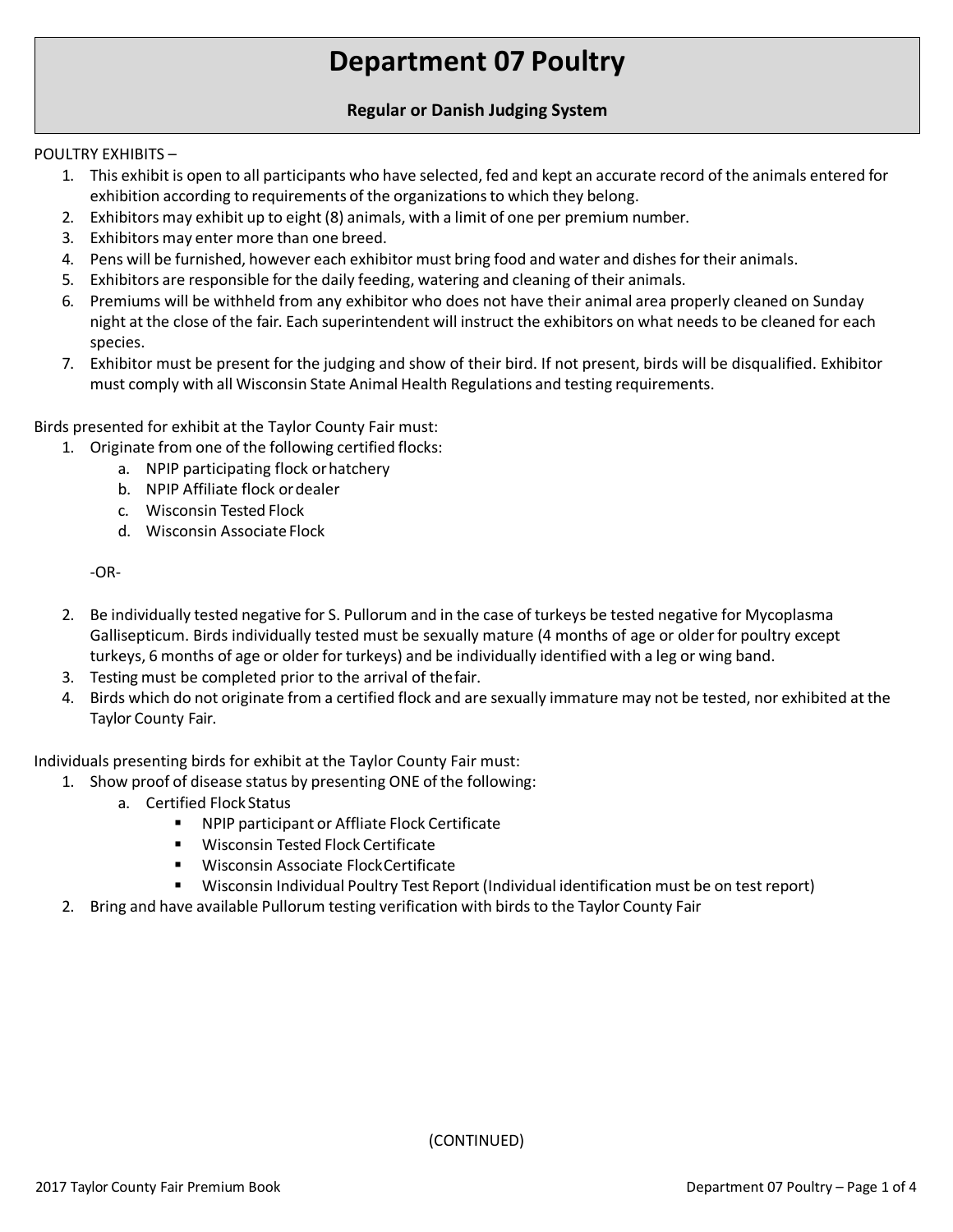# Department 07 Poultry

**Regular or Danish Judging System**

POULTRY EXHIBITS –

1. This exhibit is open to all participants who have selected, fed and kept an accurate record of the animals entered for exhibition according to requirements of the organizations to which they belong.
2. Exhibitors may exhibit up to eight (8) animals, with a limit of one per premium number.
3. Exhibitors may enter more than one breed.
4. Pens will be furnished, however each exhibitor must bring food and water and dishes for their animals.
5. Exhibitors are responsible for the daily feeding, watering and cleaning of their animals.
6. Premiums will be withheld from any exhibitor who does not have their animal area properly cleaned on Sunday night at the close of the fair. Each superintendent will instruct the exhibitors on what needs to be cleaned for each species.
7. Exhibitor must be present for the judging and show of their bird. If not present, birds will be disqualified. Exhibitor must comply with all Wisconsin State Animal Health Regulations and testing requirements.

Birds presented for exhibit at the Taylor County Fair must:

1. Originate from one of the following certified flocks:
   a. NPIP participating flock or hatchery
   b. NPIP Affiliate flock or dealer
   c. Wisconsin Tested Flock
   d. Wisconsin Associate Flock

   -OR-

2. Be individually tested negative for S. Pullorum and in the case of turkeys be tested negative for Mycoplasma Gallisepticum. Birds individually tested must be sexually mature (4 months of age or older for poultry except turkeys, 6 months of age or older for turkeys) and be individually identified with a leg or wing band.
3. Testing must be completed prior to the arrival of the fair.
4. Birds which do not originate from a certified flock and are sexually immature may not be tested, nor exhibited at the Taylor County Fair.

Individuals presenting birds for exhibit at the Taylor County Fair must:

1. Show proof of disease status by presenting ONE of the following:
   a. Certified Flock Status
      - NPIP participant or Affliate Flock Certificate
      - Wisconsin Tested Flock Certificate
      - Wisconsin Associate Flock Certificate
      - Wisconsin Individual Poultry Test Report (Individual identification must be on test report)
2. Bring and have available Pullorum testing verification with birds to the Taylor County Fair

(CONTINUED)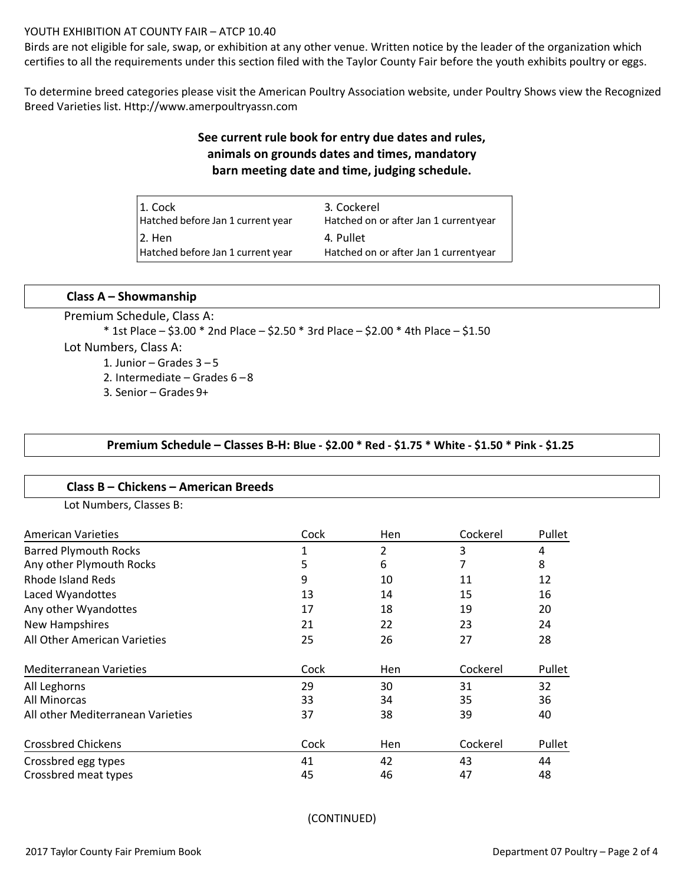YOUTH EXHIBITION AT COUNTY FAIR – ATCP 10.40
Birds are not eligible for sale, swap, or exhibition at any other venue. Written notice by the leader of the organization which certifies to all the requirements under this section filed with the Taylor County Fair before the youth exhibits poultry or eggs.

To determine breed categories please visit the American Poultry Association website, under Poultry Shows view the Recognized Breed Varieties list. Http://www.amerpoultryassn.com

**See current rule book for entry due dates and rules, animals on grounds dates and times, mandatory barn meeting date and time, judging schedule.**

| | |
|---|---|
| 1. Cock<br>Hatched before Jan 1 current year | 3. Cockerel<br>Hatched on or after Jan 1 current year |
| 2. Hen<br>Hatched before Jan 1 current year | 4. Pullet<br>Hatched on or after Jan 1 current year |

## Class A – Showmanship

Premium Schedule, Class A:

* 1st Place – $3.00 * 2nd Place – $2.50 * 3rd Place – $2.00 * 4th Place – $1.50

Lot Numbers, Class A:

1. Junior – Grades 3 – 5
2. Intermediate – Grades 6 – 8
3. Senior – Grades 9+

**Premium Schedule – Classes B-H: Blue - $2.00 * Red - $1.75 * White - $1.50 * Pink - $1.25**

## Class B – Chickens – American Breeds

Lot Numbers, Classes B:

| American Varieties | Cock | Hen | Cockerel | Pullet |
|---|---|---|---|---|
| Barred Plymouth Rocks | 1 | 2 | 3 | 4 |
| Any other Plymouth Rocks | 5 | 6 | 7 | 8 |
| Rhode Island Reds | 9 | 10 | 11 | 12 |
| Laced Wyandottes | 13 | 14 | 15 | 16 |
| Any other Wyandottes | 17 | 18 | 19 | 20 |
| New Hampshires | 21 | 22 | 23 | 24 |
| All Other American Varieties | 25 | 26 | 27 | 28 |

| Mediterranean Varieties | Cock | Hen | Cockerel | Pullet |
|---|---|---|---|---|
| All Leghorns | 29 | 30 | 31 | 32 |
| All Minorcas | 33 | 34 | 35 | 36 |
| All other Mediterranean Varieties | 37 | 38 | 39 | 40 |

| Crossbred Chickens | Cock | Hen | Cockerel | Pullet |
|---|---|---|---|---|
| Crossbred egg types | 41 | 42 | 43 | 44 |
| Crossbred meat types | 45 | 46 | 47 | 48 |

(CONTINUED)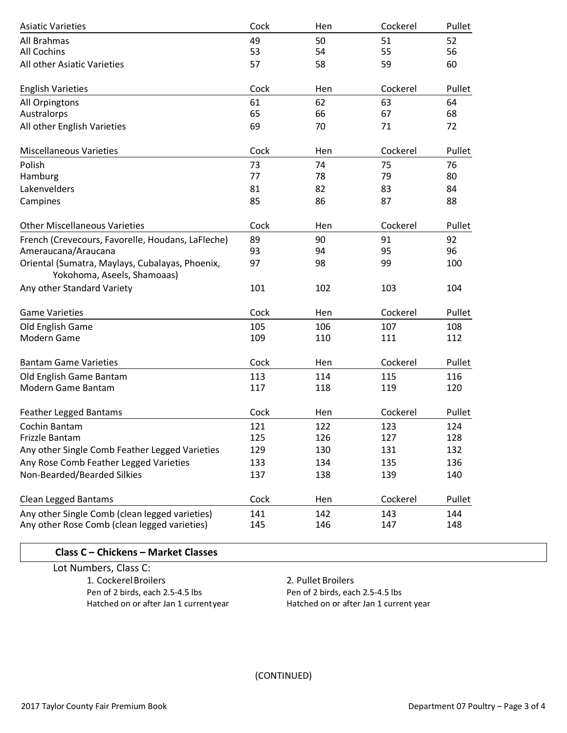| Asiatic Varieties | Cock | Hen | Cockerel | Pullet |
|---|---|---|---|---|
| All Brahmas | 49 | 50 | 51 | 52 |
| All Cochins | 53 | 54 | 55 | 56 |
| All other Asiatic Varieties | 57 | 58 | 59 | 60 |

| English Varieties | Cock | Hen | Cockerel | Pullet |
|---|---|---|---|---|
| All Orpingtons | 61 | 62 | 63 | 64 |
| Australorps | 65 | 66 | 67 | 68 |
| All other English Varieties | 69 | 70 | 71 | 72 |

| Miscellaneous Varieties | Cock | Hen | Cockerel | Pullet |
|---|---|---|---|---|
| Polish | 73 | 74 | 75 | 76 |
| Hamburg | 77 | 78 | 79 | 80 |
| Lakenvelders | 81 | 82 | 83 | 84 |
| Campines | 85 | 86 | 87 | 88 |

| Other Miscellaneous Varieties | Cock | Hen | Cockerel | Pullet |
|---|---|---|---|---|
| French (Crevecours, Favorelle, Houdans, LaFleche) | 89 | 90 | 91 | 92 |
| Ameraucana/Araucana | 93 | 94 | 95 | 96 |
| Oriental (Sumatra, Maylays, Cubalayas, Phoenix, Yokohoma, Aseels, Shamoaas) | 97 | 98 | 99 | 100 |
| Any other Standard Variety | 101 | 102 | 103 | 104 |

| Game Varieties | Cock | Hen | Cockerel | Pullet |
|---|---|---|---|---|
| Old English Game | 105 | 106 | 107 | 108 |
| Modern Game | 109 | 110 | 111 | 112 |

| Bantam Game Varieties | Cock | Hen | Cockerel | Pullet |
|---|---|---|---|---|
| Old English Game Bantam | 113 | 114 | 115 | 116 |
| Modern Game Bantam | 117 | 118 | 119 | 120 |

| Feather Legged Bantams | Cock | Hen | Cockerel | Pullet |
|---|---|---|---|---|
| Cochin Bantam | 121 | 122 | 123 | 124 |
| Frizzle Bantam | 125 | 126 | 127 | 128 |
| Any other Single Comb Feather Legged Varieties | 129 | 130 | 131 | 132 |
| Any Rose Comb Feather Legged Varieties | 133 | 134 | 135 | 136 |
| Non-Bearded/Bearded Silkies | 137 | 138 | 139 | 140 |

| Clean Legged Bantams | Cock | Hen | Cockerel | Pullet |
|---|---|---|---|---|
| Any other Single Comb (clean legged varieties) | 141 | 142 | 143 | 144 |
| Any other Rose Comb (clean legged varieties) | 145 | 146 | 147 | 148 |

## Class C – Chickens – Market Classes

Lot Numbers, Class C:

1. Cockerel Broilers
   Pen of 2 birds, each 2.5-4.5 lbs
   Hatched on or after Jan 1 current year

2. Pullet Broilers
   Pen of 2 birds, each 2.5-4.5 lbs
   Hatched on or after Jan 1 current year

(CONTINUED)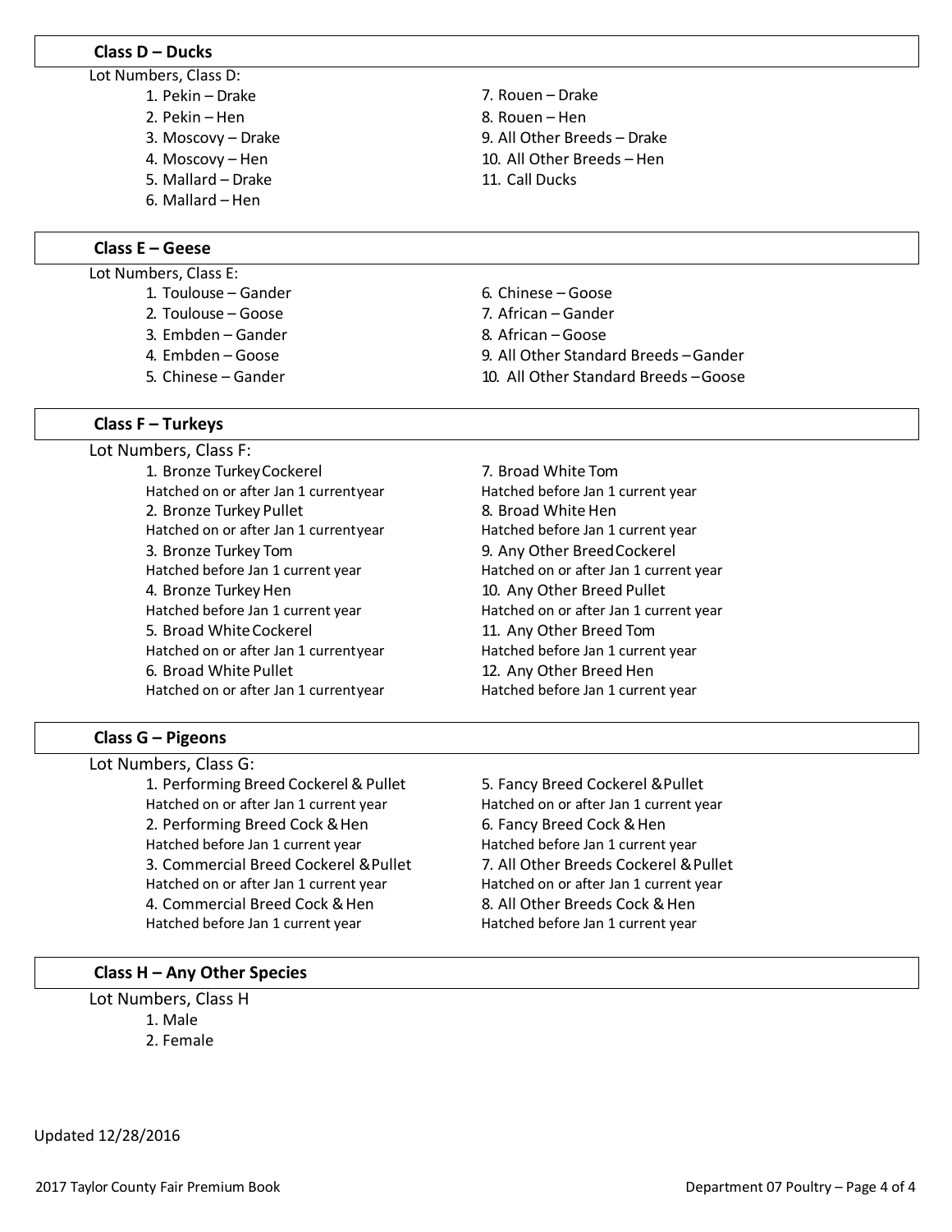### Class D – Ducks

Lot Numbers, Class D:

1. Pekin – Drake
2. Pekin – Hen
3. Moscovy – Drake
4. Moscovy – Hen
5. Mallard – Drake
6. Mallard – Hen
7. Rouen – Drake
8. Rouen – Hen
9. All Other Breeds – Drake
10. All Other Breeds – Hen
11. Call Ducks

### Class E – Geese

Lot Numbers, Class E:

1. Toulouse – Gander
2. Toulouse – Goose
3. Embden – Gander
4. Embden – Goose
5. Chinese – Gander
6. Chinese – Goose
7. African – Gander
8. African – Goose
9. All Other Standard Breeds – Gander
10. All Other Standard Breeds – Goose

### Class F – Turkeys

Lot Numbers, Class F:

1. Bronze Turkey Cockerel
   Hatched on or after Jan 1 current year
2. Bronze Turkey Pullet
   Hatched on or after Jan 1 current year
3. Bronze Turkey Tom
   Hatched before Jan 1 current year
4. Bronze Turkey Hen
   Hatched before Jan 1 current year
5. Broad White Cockerel
   Hatched on or after Jan 1 current year
6. Broad White Pullet
   Hatched on or after Jan 1 current year
7. Broad White Tom
   Hatched before Jan 1 current year
8. Broad White Hen
   Hatched before Jan 1 current year
9. Any Other Breed Cockerel
   Hatched on or after Jan 1 current year
10. Any Other Breed Pullet
    Hatched on or after Jan 1 current year
11. Any Other Breed Tom
    Hatched before Jan 1 current year
12. Any Other Breed Hen
    Hatched before Jan 1 current year

### Class G – Pigeons

Lot Numbers, Class G:

1. Performing Breed Cockerel & Pullet
   Hatched on or after Jan 1 current year
2. Performing Breed Cock & Hen
   Hatched before Jan 1 current year
3. Commercial Breed Cockerel & Pullet
   Hatched on or after Jan 1 current year
4. Commercial Breed Cock & Hen
   Hatched before Jan 1 current year
5. Fancy Breed Cockerel & Pullet
   Hatched on or after Jan 1 current year
6. Fancy Breed Cock & Hen
   Hatched before Jan 1 current year
7. All Other Breeds Cockerel & Pullet
   Hatched on or after Jan 1 current year
8. All Other Breeds Cock & Hen
   Hatched before Jan 1 current year

### Class H – Any Other Species

Lot Numbers, Class H

1. Male
2. Female

Updated 12/28/2016